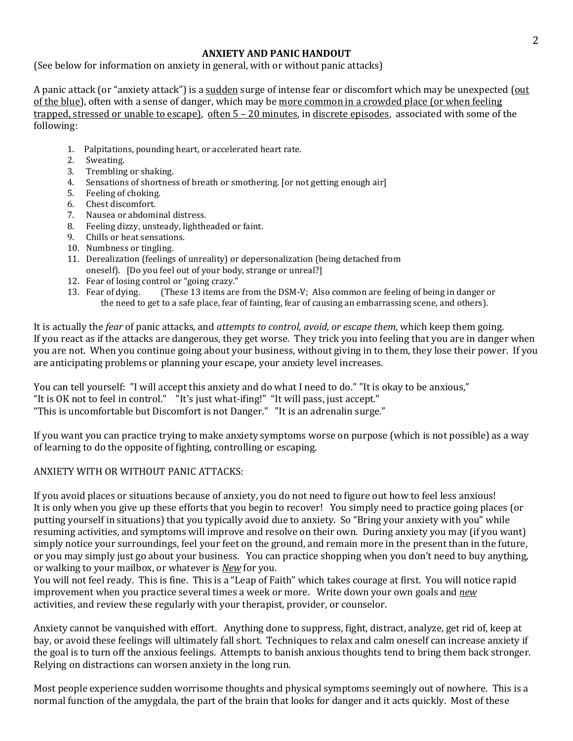## ANXIETY AND PANIC HANDOUT

(See below for information on anxiety in general, with or without panic attacks)

A panic attack (or "anxiety attack") is a <u>sudden</u> surge of intense fear or discomfort which may be unexpected (<u>out of the blue</u>), often with a sense of danger, which may be <u>more common in a crowded place (or when feeling trapped, stressed or unable to escape)</u>, <u>often 5 – 20 minutes</u>, in <u>discrete episodes</u>, associated with some of the following:

1. Palpitations, pounding heart, or accelerated heart rate.
2. Sweating.
3. Trembling or shaking.
4. Sensations of shortness of breath or smothering. [or not getting enough air]
5. Feeling of choking.
6. Chest discomfort.
7. Nausea or abdominal distress.
8. Feeling dizzy, unsteady, lightheaded or faint.
9. Chills or heat sensations.
10. Numbness or tingling.
11. Derealization (feelings of unreality) or depersonalization (being detached from oneself). [Do you feel out of your body, strange or unreal?]
12. Fear of losing control or "going crazy."
13. Fear of dying. (These 13 items are from the DSM-V; Also common are feeling of being in danger or the need to get to a safe place, fear of fainting, fear of causing an embarrassing scene, and others).

It is actually the *fear* of panic attacks, and *attempts to control, avoid, or escape them*, which keep them going. If you react as if the attacks are dangerous, they get worse. They trick you into feeling that you are in danger when you are not. When you continue going about your business, without giving in to them, they lose their power. If you are anticipating problems or planning your escape, your anxiety level increases.

You can tell yourself: "I will accept this anxiety and do what I need to do." "It is okay to be anxious," "It is OK not to feel in control." "It's just what-ifing!" "It will pass, just accept." "This is uncomfortable but Discomfort is not Danger." "It is an adrenalin surge."

If you want you can practice trying to make anxiety symptoms worse on purpose (which is not possible) as a way of learning to do the opposite of fighting, controlling or escaping.

ANXIETY WITH OR WITHOUT PANIC ATTACKS:

If you avoid places or situations because of anxiety, you do not need to figure out how to feel less anxious! It is only when you give up these efforts that you begin to recover! You simply need to practice going places (or putting yourself in situations) that you typically avoid due to anxiety. So "Bring your anxiety with you" while resuming activities, and symptoms will improve and resolve on their own. During anxiety you may (if you want) simply notice your surroundings, feel your feet on the ground, and remain more in the present than in the future, or you may simply just go about your business. You can practice shopping when you don't need to buy anything, or walking to your mailbox, or whatever is ***<u>New</u>*** for you.

You will not feel ready. This is fine. This is a "Leap of Faith" which takes courage at first. You will notice rapid improvement when you practice several times a week or more. Write down your own goals and ***<u>new</u>*** activities, and review these regularly with your therapist, provider, or counselor.

Anxiety cannot be vanquished with effort. Anything done to suppress, fight, distract, analyze, get rid of, keep at bay, or avoid these feelings will ultimately fall short. Techniques to relax and calm oneself can increase anxiety if the goal is to turn off the anxious feelings. Attempts to banish anxious thoughts tend to bring them back stronger. Relying on distractions can worsen anxiety in the long run.

Most people experience sudden worrisome thoughts and physical symptoms seemingly out of nowhere. This is a normal function of the amygdala, the part of the brain that looks for danger and it acts quickly. Most of these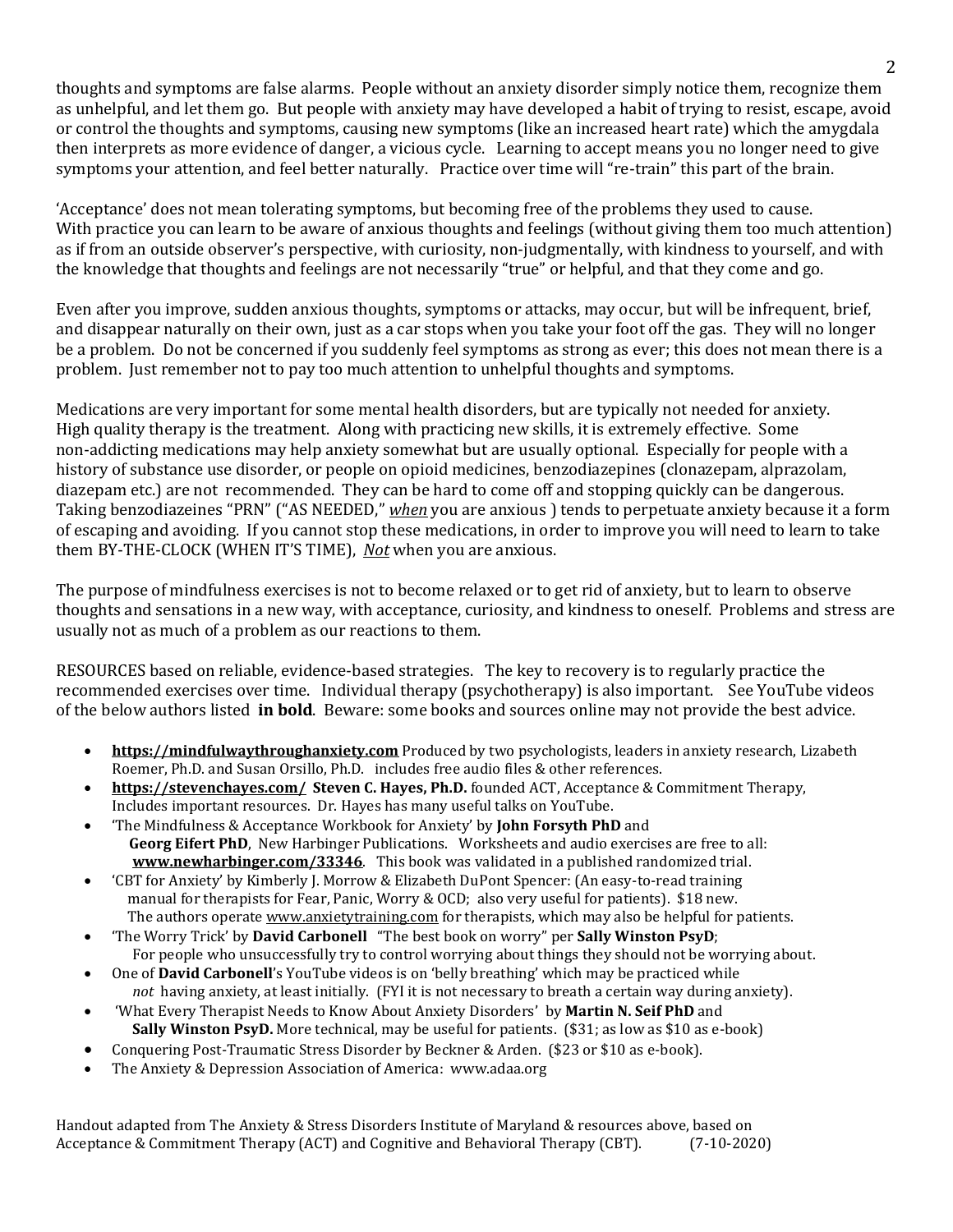thoughts and symptoms are false alarms. People without an anxiety disorder simply notice them, recognize them as unhelpful, and let them go. But people with anxiety may have developed a habit of trying to resist, escape, avoid or control the thoughts and symptoms, causing new symptoms (like an increased heart rate) which the amygdala then interprets as more evidence of danger, a vicious cycle. Learning to accept means you no longer need to give symptoms your attention, and feel better naturally. Practice over time will "re-train" this part of the brain.

'Acceptance' does not mean tolerating symptoms, but becoming free of the problems they used to cause. With practice you can learn to be aware of anxious thoughts and feelings (without giving them too much attention) as if from an outside observer's perspective, with curiosity, non-judgmentally, with kindness to yourself, and with the knowledge that thoughts and feelings are not necessarily "true" or helpful, and that they come and go.

Even after you improve, sudden anxious thoughts, symptoms or attacks, may occur, but will be infrequent, brief, and disappear naturally on their own, just as a car stops when you take your foot off the gas. They will no longer be a problem. Do not be concerned if you suddenly feel symptoms as strong as ever; this does not mean there is a problem. Just remember not to pay too much attention to unhelpful thoughts and symptoms.

Medications are very important for some mental health disorders, but are typically not needed for anxiety. High quality therapy is the treatment. Along with practicing new skills, it is extremely effective. Some non-addicting medications may help anxiety somewhat but are usually optional. Especially for people with a history of substance use disorder, or people on opioid medicines, benzodiazepines (clonazepam, alprazolam, diazepam etc.) are not recommended. They can be hard to come off and stopping quickly can be dangerous. Taking benzodiazeines "PRN" ("AS NEEDED," ***when*** you are anxious ) tends to perpetuate anxiety because it a form of escaping and avoiding. If you cannot stop these medications, in order to improve you will need to learn to take them BY-THE-CLOCK (WHEN IT'S TIME), ***Not*** when you are anxious.

The purpose of mindfulness exercises is not to become relaxed or to get rid of anxiety, but to learn to observe thoughts and sensations in a new way, with acceptance, curiosity, and kindness to oneself. Problems and stress are usually not as much of a problem as our reactions to them.

RESOURCES based on reliable, evidence-based strategies. The key to recovery is to regularly practice the recommended exercises over time. Individual therapy (psychotherapy) is also important. See YouTube videos of the below authors listed **in bold**. Beware: some books and sources online may not provide the best advice.

- **https://mindfulwaythroughanxiety.com** Produced by two psychologists, leaders in anxiety research, Lizabeth Roemer, Ph.D. and Susan Orsillo, Ph.D. includes free audio files & other references.
- **https://stevenchayes.com/ Steven C. Hayes, Ph.D.** founded ACT, Acceptance & Commitment Therapy, Includes important resources. Dr. Hayes has many useful talks on YouTube.
- 'The Mindfulness & Acceptance Workbook for Anxiety' by **John Forsyth PhD** and **Georg Eifert PhD**, New Harbinger Publications. Worksheets and audio exercises are free to all: **www.newharbinger.com/33346**. This book was validated in a published randomized trial.
- 'CBT for Anxiety' by Kimberly J. Morrow & Elizabeth DuPont Spencer: (An easy-to-read training manual for therapists for Fear, Panic, Worry & OCD; also very useful for patients). $18 new. The authors operate www.anxietytraining.com for therapists, which may also be helpful for patients.
- 'The Worry Trick' by **David Carbonell** "The best book on worry" per **Sally Winston PsyD**; For people who unsuccessfully try to control worrying about things they should not be worrying about.
- One of **David Carbonell**'s YouTube videos is on 'belly breathing' which may be practiced while *not* having anxiety, at least initially. (FYI it is not necessary to breath a certain way during anxiety).
- 'What Every Therapist Needs to Know About Anxiety Disorders' by **Martin N. Seif PhD** and **Sally Winston PsyD.** More technical, may be useful for patients. ($31; as low as $10 as e-book)
- Conquering Post-Traumatic Stress Disorder by Beckner & Arden. ($23 or $10 as e-book).
- The Anxiety & Depression Association of America: www.adaa.org

Handout adapted from The Anxiety & Stress Disorders Institute of Maryland & resources above, based on Acceptance & Commitment Therapy (ACT) and Cognitive and Behavioral Therapy (CBT). (7-10-2020)